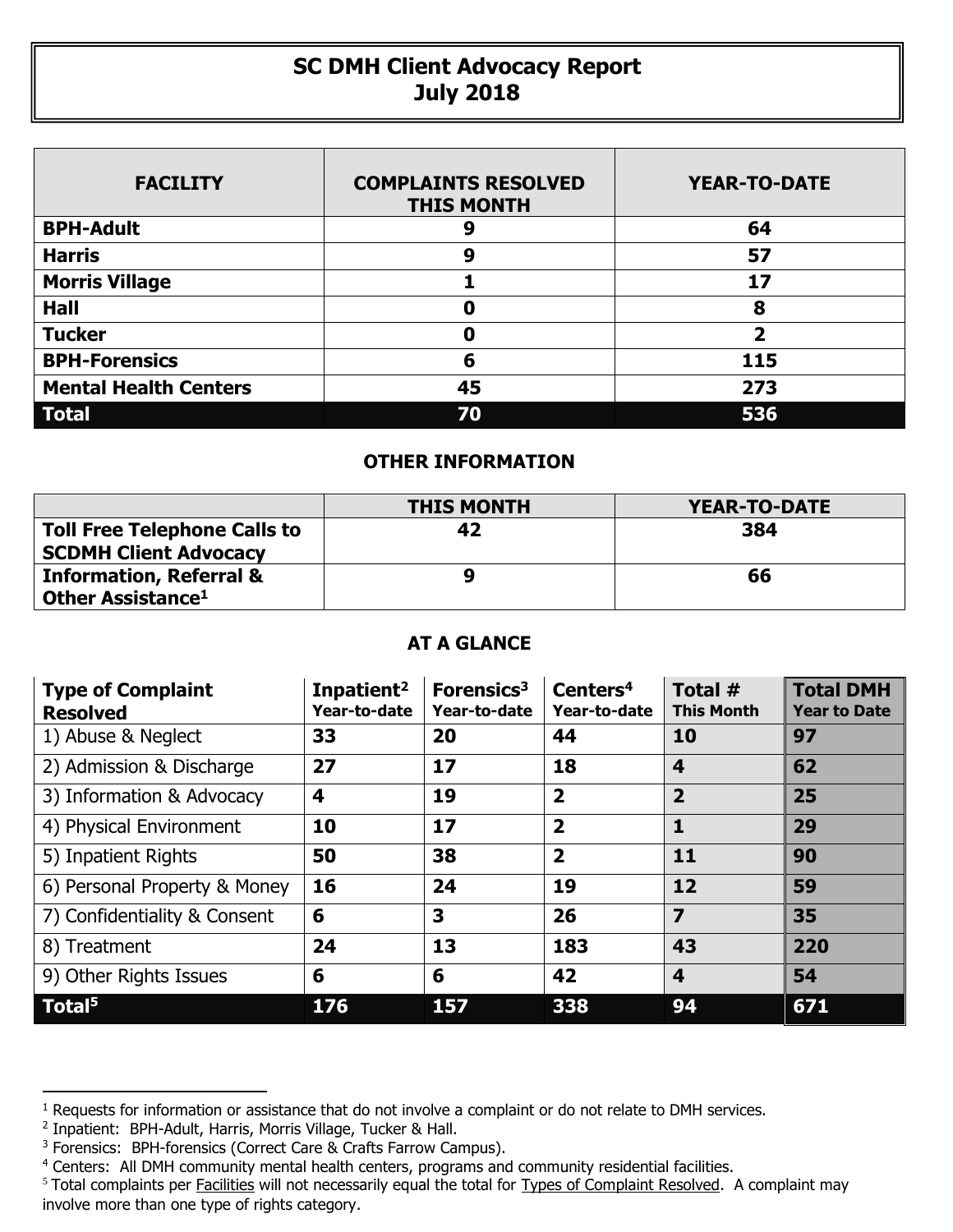# SC DMH Client Advocacy Report
## July 2018

| FACILITY | COMPLAINTS RESOLVED THIS MONTH | YEAR-TO-DATE |
|---|---|---|
| **BPH-Adult** | **9** | **64** |
| **Harris** | **9** | **57** |
| **Morris Village** | **1** | **17** |
| **Hall** | **0** | **8** |
| **Tucker** | **0** | **2** |
| **BPH-Forensics** | **6** | **115** |
| **Mental Health Centers** | **45** | **273** |
| **Total** | **70** | **536** |

### OTHER INFORMATION

| | THIS MONTH | YEAR-TO-DATE |
|---|---|---|
| **Toll Free Telephone Calls to SCDMH Client Advocacy** | **42** | **384** |
| **Information, Referral & Other Assistance[1]** | **9** | **66** |

### AT A GLANCE

| Type of Complaint Resolved | Inpatient[2] Year-to-date | Forensics[3] Year-to-date | Centers[4] Year-to-date | Total # This Month | Total DMH Year to Date |
|---|---|---|---|---|---|
| 1) Abuse & Neglect | **33** | **20** | **44** | **10** | **97** |
| 2) Admission & Discharge | **27** | **17** | **18** | **4** | **62** |
| 3) Information & Advocacy | **4** | **19** | **2** | **2** | **25** |
| 4) Physical Environment | **10** | **17** | **2** | **1** | **29** |
| 5) Inpatient Rights | **50** | **38** | **2** | **11** | **90** |
| 6) Personal Property & Money | **16** | **24** | **19** | **12** | **59** |
| 7) Confidentiality & Consent | **6** | **3** | **26** | **7** | **35** |
| 8) Treatment | **24** | **13** | **183** | **43** | **220** |
| 9) Other Rights Issues | **6** | **6** | **42** | **4** | **54** |
| **Total[5]** | **176** | **157** | **338** | **94** | **671** |

[1] Requests for information or assistance that do not involve a complaint or do not relate to DMH services.
[2] Inpatient: BPH-Adult, Harris, Morris Village, Tucker & Hall.
[3] Forensics: BPH-forensics (Correct Care & Crafts Farrow Campus).
[4] Centers: All DMH community mental health centers, programs and community residential facilities.
[5] Total complaints per Facilities will not necessarily equal the total for Types of Complaint Resolved. A complaint may involve more than one type of rights category.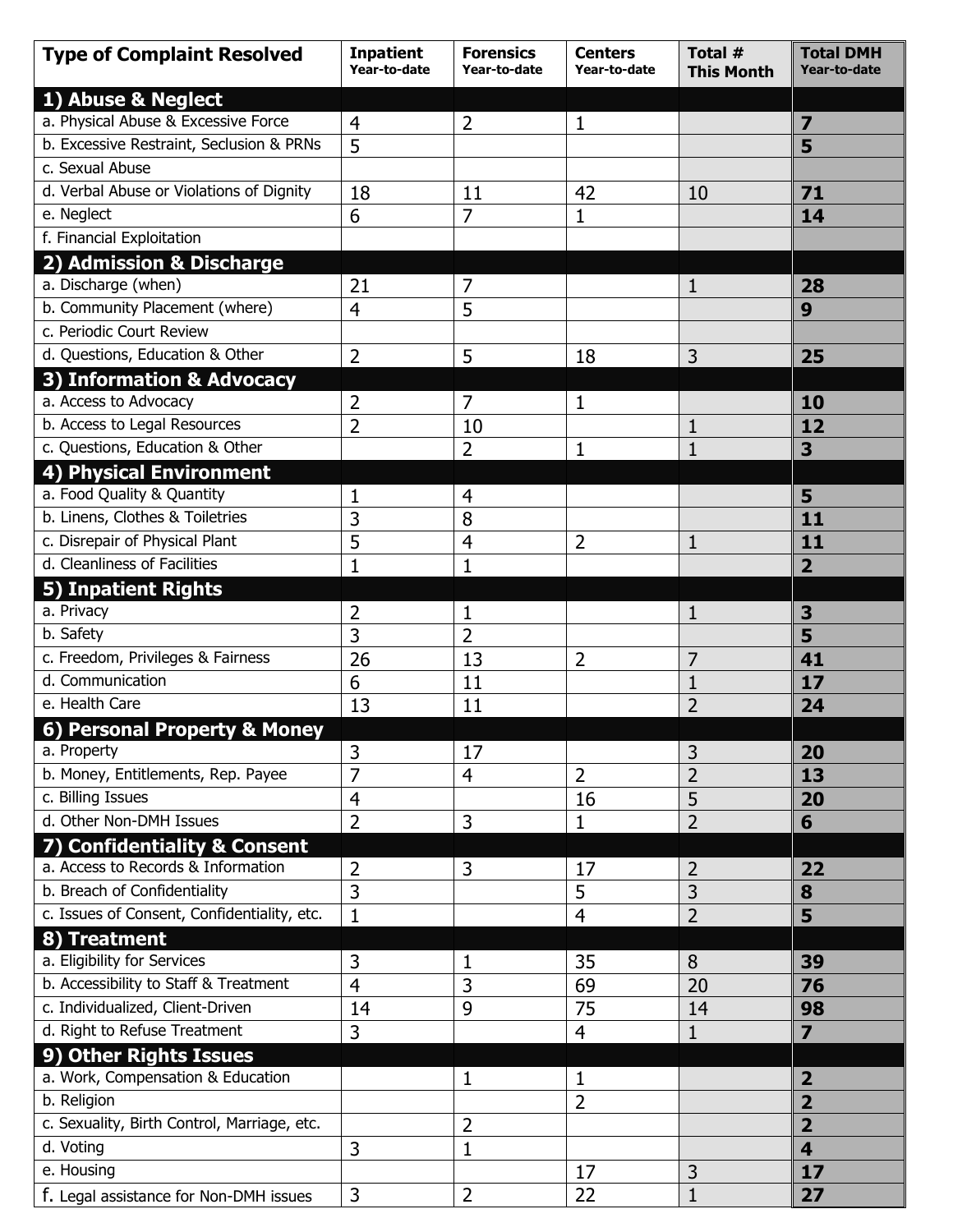| Type of Complaint Resolved | Inpatient Year-to-date | Forensics Year-to-date | Centers Year-to-date | Total # This Month | Total DMH Year-to-date |
|---|---|---|---|---|---|
| **1) Abuse & Neglect** | | | | | |
| a. Physical Abuse & Excessive Force | 4 | 2 | 1 | | **7** |
| b. Excessive Restraint, Seclusion & PRNs | 5 | | | | **5** |
| c. Sexual Abuse | | | | | |
| d. Verbal Abuse or Violations of Dignity | 18 | 11 | 42 | 10 | **71** |
| e. Neglect | 6 | 7 | 1 | | **14** |
| f. Financial Exploitation | | | | | |
| **2) Admission & Discharge** | | | | | |
| a. Discharge (when) | 21 | 7 | | 1 | **28** |
| b. Community Placement (where) | 4 | 5 | | | **9** |
| c. Periodic Court Review | | | | | |
| d. Questions, Education & Other | 2 | 5 | 18 | 3 | **25** |
| **3) Information & Advocacy** | | | | | |
| a. Access to Advocacy | 2 | 7 | 1 | | **10** |
| b. Access to Legal Resources | 2 | 10 | | 1 | **12** |
| c. Questions, Education & Other | | 2 | 1 | 1 | **3** |
| **4) Physical Environment** | | | | | |
| a. Food Quality & Quantity | 1 | 4 | | | **5** |
| b. Linens, Clothes & Toiletries | 3 | 8 | | | **11** |
| c. Disrepair of Physical Plant | 5 | 4 | 2 | 1 | **11** |
| d. Cleanliness of Facilities | 1 | 1 | | | **2** |
| **5) Inpatient Rights** | | | | | |
| a. Privacy | 2 | 1 | | 1 | **3** |
| b. Safety | 3 | 2 | | | **5** |
| c. Freedom, Privileges & Fairness | 26 | 13 | 2 | 7 | **41** |
| d. Communication | 6 | 11 | | 1 | **17** |
| e. Health Care | 13 | 11 | | 2 | **24** |
| **6) Personal Property & Money** | | | | | |
| a. Property | 3 | 17 | | 3 | **20** |
| b. Money, Entitlements, Rep. Payee | 7 | 4 | 2 | 2 | **13** |
| c. Billing Issues | 4 | | 16 | 5 | **20** |
| d. Other Non-DMH Issues | 2 | 3 | 1 | 2 | **6** |
| **7) Confidentiality & Consent** | | | | | |
| a. Access to Records & Information | 2 | 3 | 17 | 2 | **22** |
| b. Breach of Confidentiality | 3 | | 5 | 3 | **8** |
| c. Issues of Consent, Confidentiality, etc. | 1 | | 4 | 2 | **5** |
| **8) Treatment** | | | | | |
| a. Eligibility for Services | 3 | 1 | 35 | 8 | **39** |
| b. Accessibility to Staff & Treatment | 4 | 3 | 69 | 20 | **76** |
| c. Individualized, Client-Driven | 14 | 9 | 75 | 14 | **98** |
| d. Right to Refuse Treatment | 3 | | 4 | 1 | **7** |
| **9) Other Rights Issues** | | | | | |
| a. Work, Compensation & Education | | 1 | 1 | | **2** |
| b. Religion | | | 2 | | **2** |
| c. Sexuality, Birth Control, Marriage, etc. | | 2 | | | **2** |
| d. Voting | 3 | 1 | | | **4** |
| e. Housing | | | 17 | 3 | **17** |
| f. Legal assistance for Non-DMH issues | 3 | 2 | 22 | 1 | **27** |